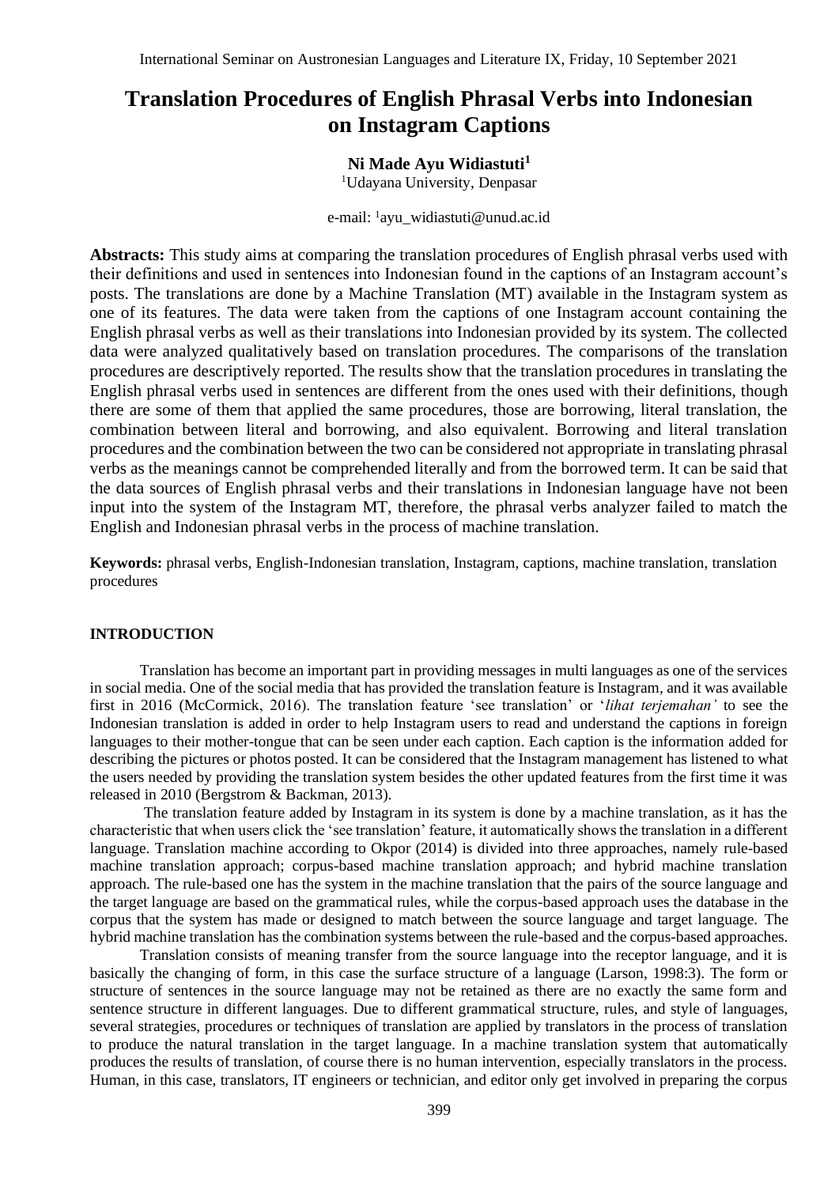# Translation Procedures of English Phrasal Verbs into Indonesian on Instagram Captions

**Ni Made Ayu Widiastuti**[1]

[1]Udayana University, Denpasar

e-mail: [1]ayu_widiastuti@unud.ac.id

**Abstracts:** This study aims at comparing the translation procedures of English phrasal verbs used with their definitions and used in sentences into Indonesian found in the captions of an Instagram account's posts. The translations are done by a Machine Translation (MT) available in the Instagram system as one of its features. The data were taken from the captions of one Instagram account containing the English phrasal verbs as well as their translations into Indonesian provided by its system. The collected data were analyzed qualitatively based on translation procedures. The comparisons of the translation procedures are descriptively reported. The results show that the translation procedures in translating the English phrasal verbs used in sentences are different from the ones used with their definitions, though there are some of them that applied the same procedures, those are borrowing, literal translation, the combination between literal and borrowing, and also equivalent. Borrowing and literal translation procedures and the combination between the two can be considered not appropriate in translating phrasal verbs as the meanings cannot be comprehended literally and from the borrowed term. It can be said that the data sources of English phrasal verbs and their translations in Indonesian language have not been input into the system of the Instagram MT, therefore, the phrasal verbs analyzer failed to match the English and Indonesian phrasal verbs in the process of machine translation.

**Keywords:** phrasal verbs, English-Indonesian translation, Instagram, captions, machine translation, translation procedures

## INTRODUCTION

Translation has become an important part in providing messages in multi languages as one of the services in social media. One of the social media that has provided the translation feature is Instagram, and it was available first in 2016 (McCormick, 2016). The translation feature 'see translation' or '*lihat terjemahan'* to see the Indonesian translation is added in order to help Instagram users to read and understand the captions in foreign languages to their mother-tongue that can be seen under each caption. Each caption is the information added for describing the pictures or photos posted. It can be considered that the Instagram management has listened to what the users needed by providing the translation system besides the other updated features from the first time it was released in 2010 (Bergstrom & Backman, 2013).

The translation feature added by Instagram in its system is done by a machine translation, as it has the characteristic that when users click the 'see translation' feature, it automatically shows the translation in a different language. Translation machine according to Okpor (2014) is divided into three approaches, namely rule-based machine translation approach; corpus-based machine translation approach; and hybrid machine translation approach. The rule-based one has the system in the machine translation that the pairs of the source language and the target language are based on the grammatical rules, while the corpus-based approach uses the database in the corpus that the system has made or designed to match between the source language and target language. The hybrid machine translation has the combination systems between the rule-based and the corpus-based approaches.

Translation consists of meaning transfer from the source language into the receptor language, and it is basically the changing of form, in this case the surface structure of a language (Larson, 1998:3). The form or structure of sentences in the source language may not be retained as there are no exactly the same form and sentence structure in different languages. Due to different grammatical structure, rules, and style of languages, several strategies, procedures or techniques of translation are applied by translators in the process of translation to produce the natural translation in the target language. In a machine translation system that automatically produces the results of translation, of course there is no human intervention, especially translators in the process. Human, in this case, translators, IT engineers or technician, and editor only get involved in preparing the corpus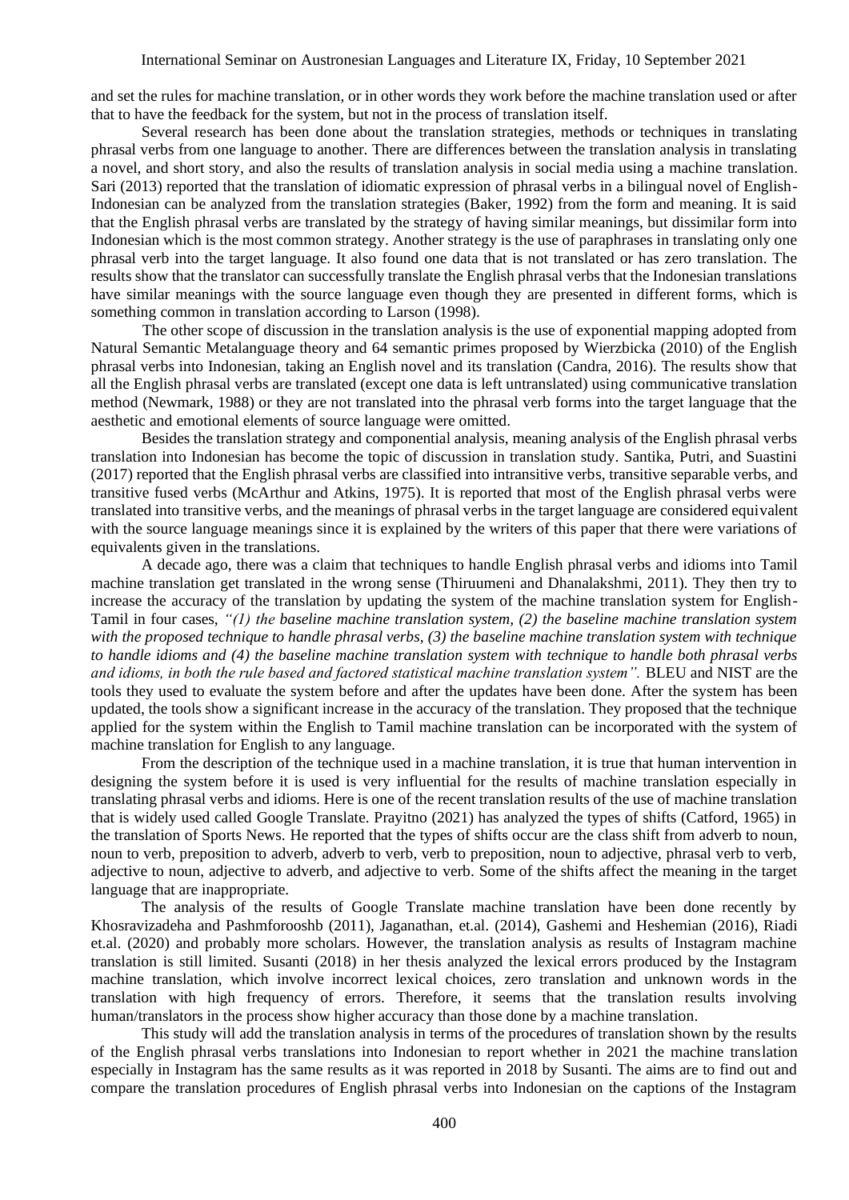and set the rules for machine translation, or in other words they work before the machine translation used or after that to have the feedback for the system, but not in the process of translation itself.

Several research has been done about the translation strategies, methods or techniques in translating phrasal verbs from one language to another. There are differences between the translation analysis in translating a novel, and short story, and also the results of translation analysis in social media using a machine translation. Sari (2013) reported that the translation of idiomatic expression of phrasal verbs in a bilingual novel of English-Indonesian can be analyzed from the translation strategies (Baker, 1992) from the form and meaning. It is said that the English phrasal verbs are translated by the strategy of having similar meanings, but dissimilar form into Indonesian which is the most common strategy. Another strategy is the use of paraphrases in translating only one phrasal verb into the target language. It also found one data that is not translated or has zero translation. The results show that the translator can successfully translate the English phrasal verbs that the Indonesian translations have similar meanings with the source language even though they are presented in different forms, which is something common in translation according to Larson (1998).

The other scope of discussion in the translation analysis is the use of exponential mapping adopted from Natural Semantic Metalanguage theory and 64 semantic primes proposed by Wierzbicka (2010) of the English phrasal verbs into Indonesian, taking an English novel and its translation (Candra, 2016). The results show that all the English phrasal verbs are translated (except one data is left untranslated) using communicative translation method (Newmark, 1988) or they are not translated into the phrasal verb forms into the target language that the aesthetic and emotional elements of source language were omitted.

Besides the translation strategy and componential analysis, meaning analysis of the English phrasal verbs translation into Indonesian has become the topic of discussion in translation study. Santika, Putri, and Suastini (2017) reported that the English phrasal verbs are classified into intransitive verbs, transitive separable verbs, and transitive fused verbs (McArthur and Atkins, 1975). It is reported that most of the English phrasal verbs were translated into transitive verbs, and the meanings of phrasal verbs in the target language are considered equivalent with the source language meanings since it is explained by the writers of this paper that there were variations of equivalents given in the translations.

A decade ago, there was a claim that techniques to handle English phrasal verbs and idioms into Tamil machine translation get translated in the wrong sense (Thiruumeni and Dhanalakshmi, 2011). They then try to increase the accuracy of the translation by updating the system of the machine translation system for English-Tamil in four cases, *"(1) the baseline machine translation system, (2) the baseline machine translation system with the proposed technique to handle phrasal verbs, (3) the baseline machine translation system with technique to handle idioms and (4) the baseline machine translation system with technique to handle both phrasal verbs and idioms, in both the rule based and factored statistical machine translation system".* BLEU and NIST are the tools they used to evaluate the system before and after the updates have been done. After the system has been updated, the tools show a significant increase in the accuracy of the translation. They proposed that the technique applied for the system within the English to Tamil machine translation can be incorporated with the system of machine translation for English to any language.

From the description of the technique used in a machine translation, it is true that human intervention in designing the system before it is used is very influential for the results of machine translation especially in translating phrasal verbs and idioms. Here is one of the recent translation results of the use of machine translation that is widely used called Google Translate. Prayitno (2021) has analyzed the types of shifts (Catford, 1965) in the translation of Sports News. He reported that the types of shifts occur are the class shift from adverb to noun, noun to verb, preposition to adverb, adverb to verb, verb to preposition, noun to adjective, phrasal verb to verb, adjective to noun, adjective to adverb, and adjective to verb. Some of the shifts affect the meaning in the target language that are inappropriate.

The analysis of the results of Google Translate machine translation have been done recently by Khosravizadeha and Pashmforooshb (2011), Jaganathan, et.al. (2014), Gashemi and Heshemian (2016), Riadi et.al. (2020) and probably more scholars. However, the translation analysis as results of Instagram machine translation is still limited. Susanti (2018) in her thesis analyzed the lexical errors produced by the Instagram machine translation, which involve incorrect lexical choices, zero translation and unknown words in the translation with high frequency of errors. Therefore, it seems that the translation results involving human/translators in the process show higher accuracy than those done by a machine translation.

This study will add the translation analysis in terms of the procedures of translation shown by the results of the English phrasal verbs translations into Indonesian to report whether in 2021 the machine translation especially in Instagram has the same results as it was reported in 2018 by Susanti. The aims are to find out and compare the translation procedures of English phrasal verbs into Indonesian on the captions of the Instagram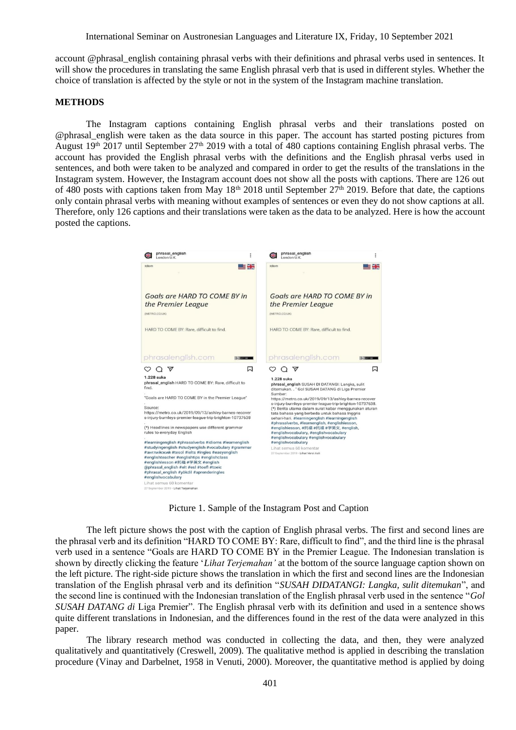account @phrasal_english containing phrasal verbs with their definitions and phrasal verbs used in sentences. It will show the procedures in translating the same English phrasal verb that is used in different styles. Whether the choice of translation is affected by the style or not in the system of the Instagram machine translation.

## METHODS

The Instagram captions containing English phrasal verbs and their translations posted on @phrasal_english were taken as the data source in this paper. The account has started posting pictures from August 19th 2017 until September 27th 2019 with a total of 480 captions containing English phrasal verbs. The account has provided the English phrasal verbs with the definitions and the English phrasal verbs used in sentences, and both were taken to be analyzed and compared in order to get the results of the translations in the Instagram system. However, the Instagram account does not show all the posts with captions. There are 126 out of 480 posts with captions taken from May 18th 2018 until September 27th 2019. Before that date, the captions only contain phrasal verbs with meaning without examples of sentences or even they do not show captions at all. Therefore, only 126 captions and their translations were taken as the data to be analyzed. Here is how the account posted the captions.

Picture 1. Sample of the Instagram Post and Caption

The left picture shows the post with the caption of English phrasal verbs. The first and second lines are the phrasal verb and its definition "HARD TO COME BY: Rare, difficult to find", and the third line is the phrasal verb used in a sentence "Goals are HARD TO COME BY in the Premier League. The Indonesian translation is shown by directly clicking the feature '*Lihat Terjemahan'* at the bottom of the source language caption shown on the left picture. The right-side picture shows the translation in which the first and second lines are the Indonesian translation of the English phrasal verb and its definition "*SUSAH DIDATANGI: Langka, sulit ditemukan*", and the second line is continued with the Indonesian translation of the English phrasal verb used in the sentence "*Gol SUSAH DATANG di* Liga Premier". The English phrasal verb with its definition and used in a sentence shows quite different translations in Indonesian, and the differences found in the rest of the data were analyzed in this paper.

The library research method was conducted in collecting the data, and then, they were analyzed qualitatively and quantitatively (Creswell, 2009). The qualitative method is applied in describing the translation procedure (Vinay and Darbelnet, 1958 in Venuti, 2000). Moreover, the quantitative method is applied by doing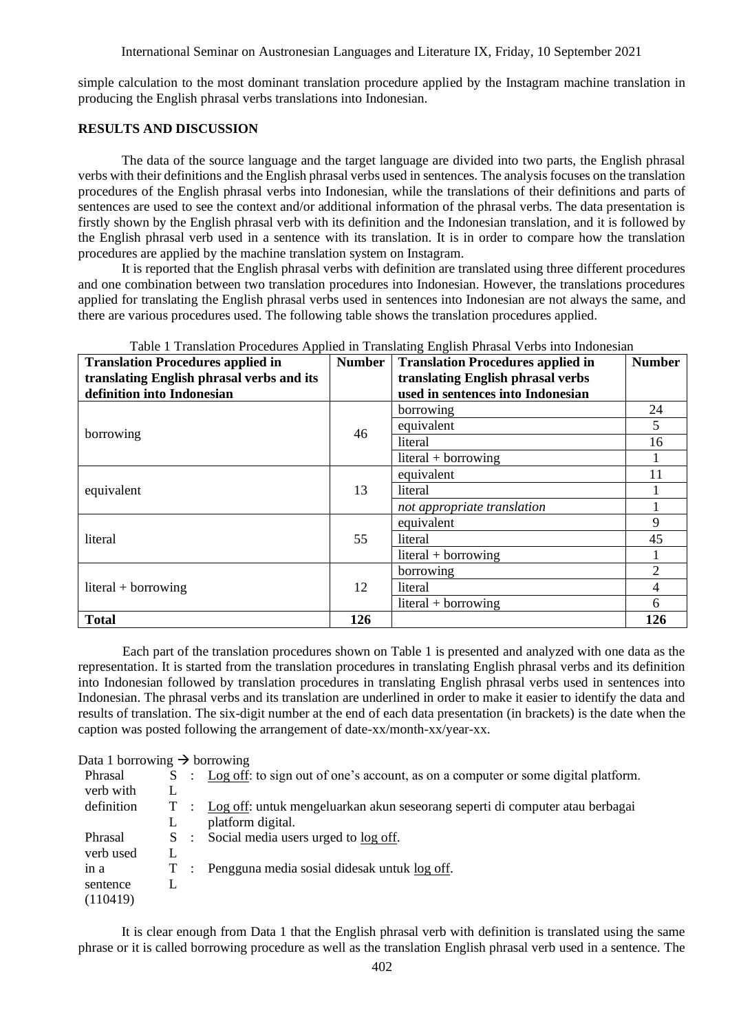simple calculation to the most dominant translation procedure applied by the Instagram machine translation in producing the English phrasal verbs translations into Indonesian.

## RESULTS AND DISCUSSION

The data of the source language and the target language are divided into two parts, the English phrasal verbs with their definitions and the English phrasal verbs used in sentences. The analysis focuses on the translation procedures of the English phrasal verbs into Indonesian, while the translations of their definitions and parts of sentences are used to see the context and/or additional information of the phrasal verbs. The data presentation is firstly shown by the English phrasal verb with its definition and the Indonesian translation, and it is followed by the English phrasal verb used in a sentence with its translation. It is in order to compare how the translation procedures are applied by the machine translation system on Instagram.

It is reported that the English phrasal verbs with definition are translated using three different procedures and one combination between two translation procedures into Indonesian. However, the translations procedures applied for translating the English phrasal verbs used in sentences into Indonesian are not always the same, and there are various procedures used. The following table shows the translation procedures applied.

Table 1 Translation Procedures Applied in Translating English Phrasal Verbs into Indonesian

| Translation Procedures applied in translating English phrasal verbs and its definition into Indonesian | Number | Translation Procedures applied in translating English phrasal verbs used in sentences into Indonesian | Number |
|---|---|---|---|
| borrowing | 46 | borrowing | 24 |
| | | equivalent | 5 |
| | | literal | 16 |
| | | literal + borrowing | 1 |
| equivalent | 13 | equivalent | 11 |
| | | literal | 1 |
| | | *not appropriate translation* | 1 |
| literal | 55 | equivalent | 9 |
| | | literal | 45 |
| | | literal + borrowing | 1 |
| literal + borrowing | 12 | borrowing | 2 |
| | | literal | 4 |
| | | literal + borrowing | 6 |
| **Total** | **126** | | **126** |

Each part of the translation procedures shown on Table 1 is presented and analyzed with one data as the representation. It is started from the translation procedures in translating English phrasal verbs and its definition into Indonesian followed by translation procedures in translating English phrasal verbs used in sentences into Indonesian. The phrasal verbs and its translation are underlined in order to make it easier to identify the data and results of translation. The six-digit number at the end of each data presentation (in brackets) is the date when the caption was posted following the arrangement of date-xx/month-xx/year-xx.

Data 1 borrowing → borrowing

| | | |
|---|---|---|
| Phrasal verb with definition | SL : | Log off: to sign out of one's account, as on a computer or some digital platform. |
| | TL : | Log off: untuk mengeluarkan akun seseorang seperti di computer atau berbagai platform digital. |
| Phrasal verb used in a sentence (110419) | SL : | Social media users urged to log off. |
| | TL : | Pengguna media sosial didesak untuk log off. |

It is clear enough from Data 1 that the English phrasal verb with definition is translated using the same phrase or it is called borrowing procedure as well as the translation English phrasal verb used in a sentence. The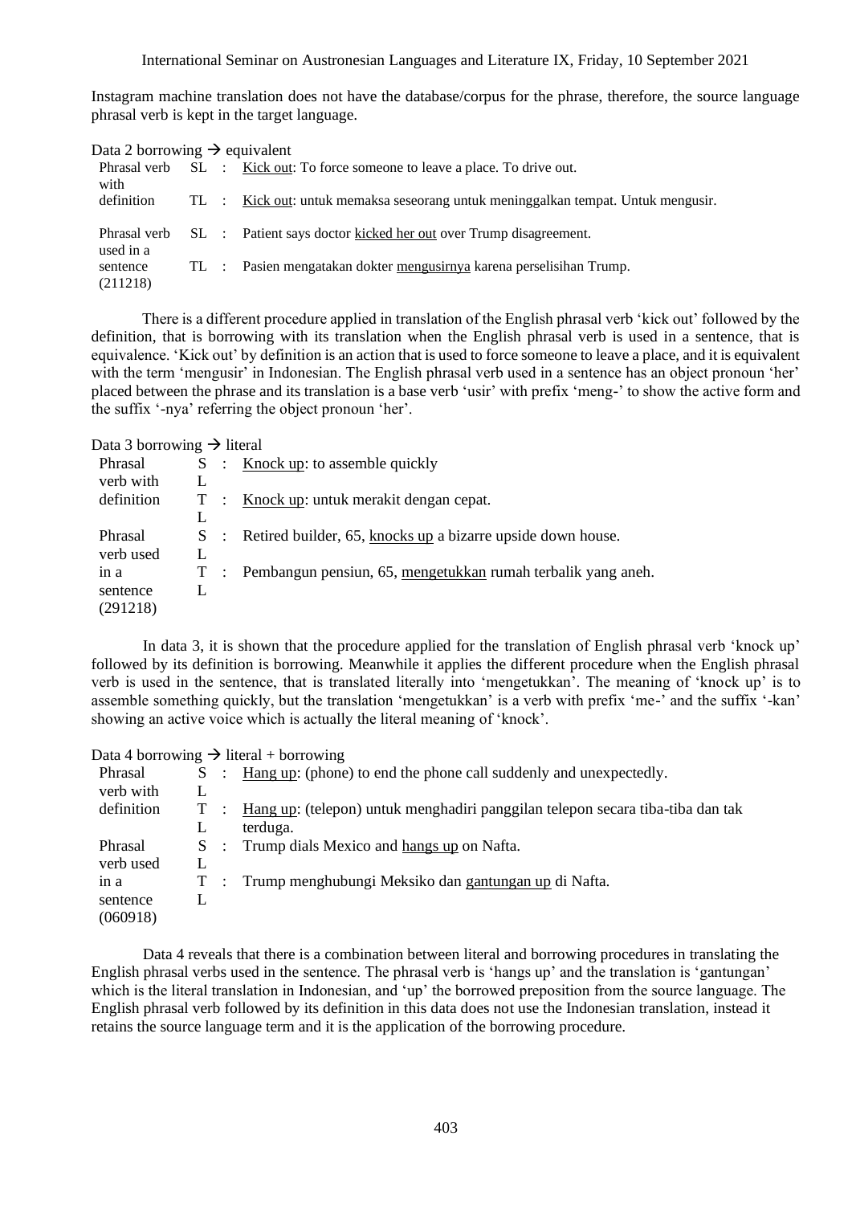Instagram machine translation does not have the database/corpus for the phrase, therefore, the source language phrasal verb is kept in the target language.

Data 2 borrowing → equivalent

| | | | |
|---|---|---|---|
| Phrasal verb with definition | SL | : | Kick out: To force someone to leave a place. To drive out. |
| | TL | : | Kick out: untuk memaksa seseorang untuk meninggalkan tempat. Untuk mengusir. |
| Phrasal verb used in a sentence (211218) | SL | : | Patient says doctor kicked her out over Trump disagreement. |
| | TL | : | Pasien mengatakan dokter mengusirnya karena perselisihan Trump. |

There is a different procedure applied in translation of the English phrasal verb 'kick out' followed by the definition, that is borrowing with its translation when the English phrasal verb is used in a sentence, that is equivalence. 'Kick out' by definition is an action that is used to force someone to leave a place, and it is equivalent with the term 'mengusir' in Indonesian. The English phrasal verb used in a sentence has an object pronoun 'her' placed between the phrase and its translation is a base verb 'usir' with prefix 'meng-' to show the active form and the suffix '-nya' referring the object pronoun 'her'.

Data 3 borrowing → literal

| | | | |
|---|---|---|---|
| Phrasal verb with definition | SL | : | Knock up: to assemble quickly |
| | TL | : | Knock up: untuk merakit dengan cepat. |
| Phrasal verb used in a sentence (291218) | SL | : | Retired builder, 65, knocks up a bizarre upside down house. |
| | TL | : | Pembangun pensiun, 65, mengetukkan rumah terbalik yang aneh. |

In data 3, it is shown that the procedure applied for the translation of English phrasal verb 'knock up' followed by its definition is borrowing. Meanwhile it applies the different procedure when the English phrasal verb is used in the sentence, that is translated literally into 'mengetukkan'. The meaning of 'knock up' is to assemble something quickly, but the translation 'mengetukkan' is a verb with prefix 'me-' and the suffix '-kan' showing an active voice which is actually the literal meaning of 'knock'.

Data 4 borrowing → literal + borrowing

| | | | |
|---|---|---|---|
| Phrasal verb with definition | SL | : | Hang up: (phone) to end the phone call suddenly and unexpectedly. |
| | TL | : | Hang up: (telepon) untuk menghadiri panggilan telepon secara tiba-tiba dan tak terduga. |
| Phrasal verb used in a sentence (060918) | SL | : | Trump dials Mexico and hangs up on Nafta. |
| | TL | : | Trump menghubungi Meksiko dan gantungan up di Nafta. |

Data 4 reveals that there is a combination between literal and borrowing procedures in translating the English phrasal verbs used in the sentence. The phrasal verb is 'hangs up' and the translation is 'gantungan' which is the literal translation in Indonesian, and 'up' the borrowed preposition from the source language. The English phrasal verb followed by its definition in this data does not use the Indonesian translation, instead it retains the source language term and it is the application of the borrowing procedure.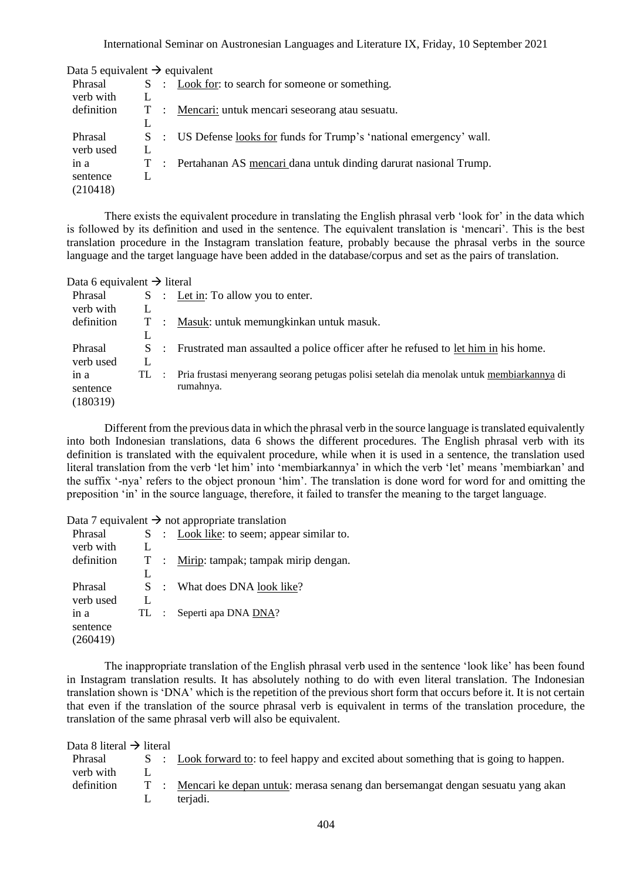Data 5 equivalent → equivalent

| | | | |
|---|---|---|---|
| Phrasal verb with definition | SL | : | <u>Look for</u>: to search for someone or something. |
| | TL | : | <u>Mencari:</u> untuk mencari seseorang atau sesuatu. |
| Phrasal verb used in a sentence (210418) | SL | : | US Defense <u>looks for</u> funds for Trump's 'national emergency' wall. |
| | TL | : | Pertahanan AS <u>mencari</u> dana untuk dinding darurat nasional Trump. |

There exists the equivalent procedure in translating the English phrasal verb 'look for' in the data which is followed by its definition and used in the sentence. The equivalent translation is 'mencari'. This is the best translation procedure in the Instagram translation feature, probably because the phrasal verbs in the source language and the target language have been added in the database/corpus and set as the pairs of translation.

Data 6 equivalent → literal

| | | | |
|---|---|---|---|
| Phrasal verb with definition | SL | : | <u>Let in</u>: To allow you to enter. |
| | TL | : | <u>Masuk</u>: untuk memungkinkan untuk masuk. |
| Phrasal verb used in a sentence (180319) | SL | : | Frustrated man assaulted a police officer after he refused to <u>let him in</u> his home. |
| | TL | : | Pria frustasi menyerang seorang petugas polisi setelah dia menolak untuk <u>membiarkannya</u> di rumahnya. |

Different from the previous data in which the phrasal verb in the source language is translated equivalently into both Indonesian translations, data 6 shows the different procedures. The English phrasal verb with its definition is translated with the equivalent procedure, while when it is used in a sentence, the translation used literal translation from the verb 'let him' into 'membiarkannya' in which the verb 'let' means 'membiarkan' and the suffix '-nya' refers to the object pronoun 'him'. The translation is done word for word for and omitting the preposition 'in' in the source language, therefore, it failed to transfer the meaning to the target language.

Data 7 equivalent → not appropriate translation

| | | | |
|---|---|---|---|
| Phrasal verb with definition | SL | : | <u>Look like</u>: to seem; appear similar to. |
| | TL | : | <u>Mirip</u>: tampak; tampak mirip dengan. |
| Phrasal verb used in a sentence (260419) | SL | : | What does DNA <u>look like</u>? |
| | TL | : | Seperti apa DNA <u>DNA</u>? |

The inappropriate translation of the English phrasal verb used in the sentence 'look like' has been found in Instagram translation results. It has absolutely nothing to do with even literal translation. The Indonesian translation shown is 'DNA' which is the repetition of the previous short form that occurs before it. It is not certain that even if the translation of the source phrasal verb is equivalent in terms of the translation procedure, the translation of the same phrasal verb will also be equivalent.

Data 8 literal → literal

| | | | |
|---|---|---|---|
| Phrasal verb with definition | SL | : | <u>Look forward to</u>: to feel happy and excited about something that is going to happen. |
| | TL | : | <u>Mencari ke depan untuk</u>: merasa senang dan bersemangat dengan sesuatu yang akan terjadi. |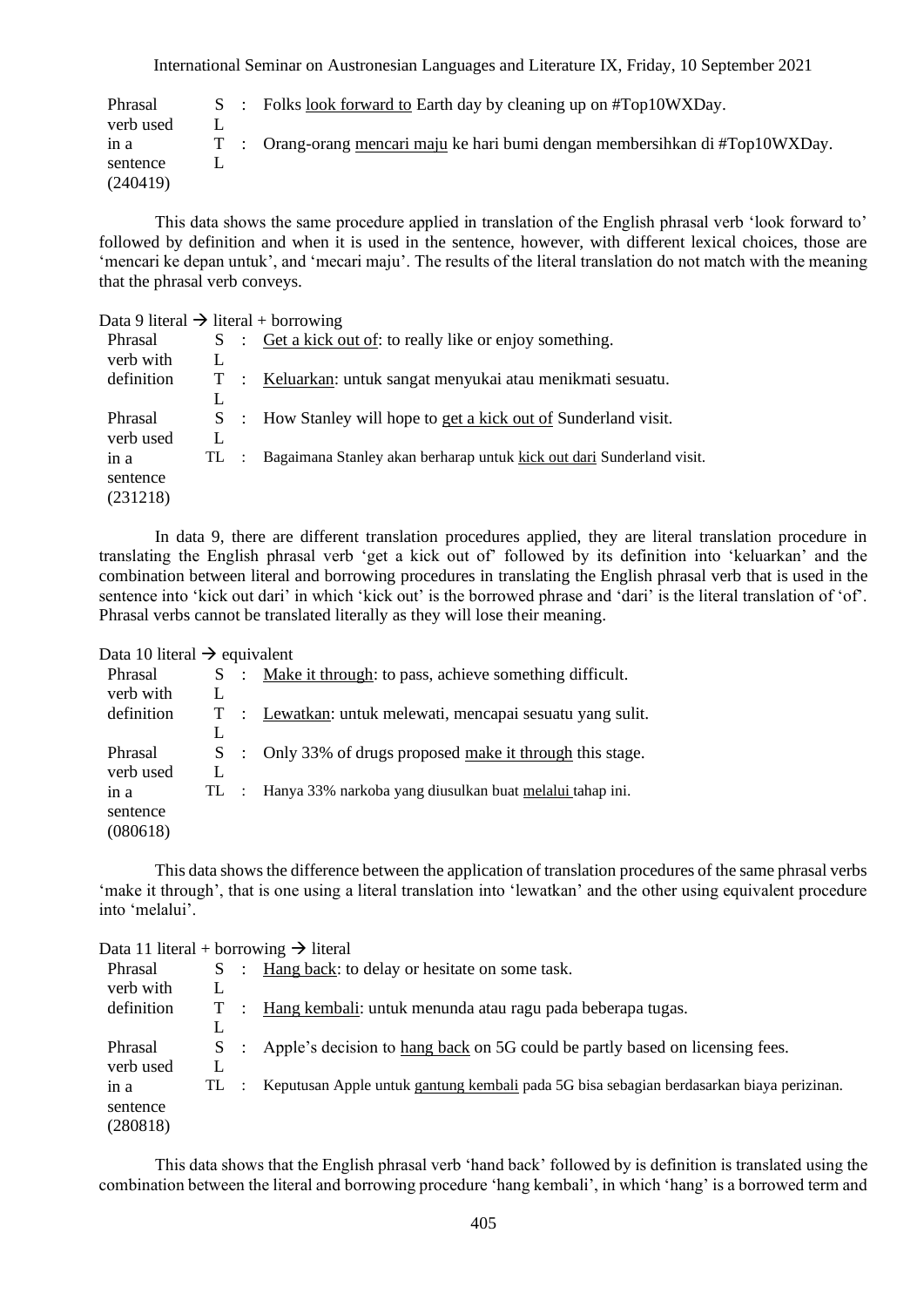| | | | |
|---|---|---|---|
| Phrasal verb used in a sentence (240419) | SL | : | Folks look forward to Earth day by cleaning up on #Top10WXDay. |
| | TL | : | Orang-orang mencari maju ke hari bumi dengan membersihkan di #Top10WXDay. |

This data shows the same procedure applied in translation of the English phrasal verb 'look forward to' followed by definition and when it is used in the sentence, however, with different lexical choices, those are 'mencari ke depan untuk', and 'mecari maju'. The results of the literal translation do not match with the meaning that the phrasal verb conveys.

Data 9 literal → literal + borrowing

| | | | |
|---|---|---|---|
| Phrasal verb with definition | SL | : | Get a kick out of: to really like or enjoy something. |
| | TL | : | Keluarkan: untuk sangat menyukai atau menikmati sesuatu. |
| Phrasal verb used in a sentence (231218) | SL | : | How Stanley will hope to get a kick out of Sunderland visit. |
| | TL | : | Bagaimana Stanley akan berharap untuk kick out dari Sunderland visit. |

In data 9, there are different translation procedures applied, they are literal translation procedure in translating the English phrasal verb 'get a kick out of' followed by its definition into 'keluarkan' and the combination between literal and borrowing procedures in translating the English phrasal verb that is used in the sentence into 'kick out dari' in which 'kick out' is the borrowed phrase and 'dari' is the literal translation of 'of'. Phrasal verbs cannot be translated literally as they will lose their meaning.

Data 10 literal → equivalent

| | | | |
|---|---|---|---|
| Phrasal verb with definition | SL | : | Make it through: to pass, achieve something difficult. |
| | TL | : | Lewatkan: untuk melewati, mencapai sesuatu yang sulit. |
| Phrasal verb used in a sentence (080618) | SL | : | Only 33% of drugs proposed make it through this stage. |
| | TL | : | Hanya 33% narkoba yang diusulkan buat melalui tahap ini. |

This data shows the difference between the application of translation procedures of the same phrasal verbs 'make it through', that is one using a literal translation into 'lewatkan' and the other using equivalent procedure into 'melalui'.

Data 11 literal + borrowing → literal

| | | | |
|---|---|---|---|
| Phrasal verb with definition | SL | : | Hang back: to delay or hesitate on some task. |
| | TL | : | Hang kembali: untuk menunda atau ragu pada beberapa tugas. |
| Phrasal verb used in a sentence (280818) | SL | : | Apple's decision to hang back on 5G could be partly based on licensing fees. |
| | TL | : | Keputusan Apple untuk gantung kembali pada 5G bisa sebagian berdasarkan biaya perizinan. |

This data shows that the English phrasal verb 'hand back' followed by is definition is translated using the combination between the literal and borrowing procedure 'hang kembali', in which 'hang' is a borrowed term and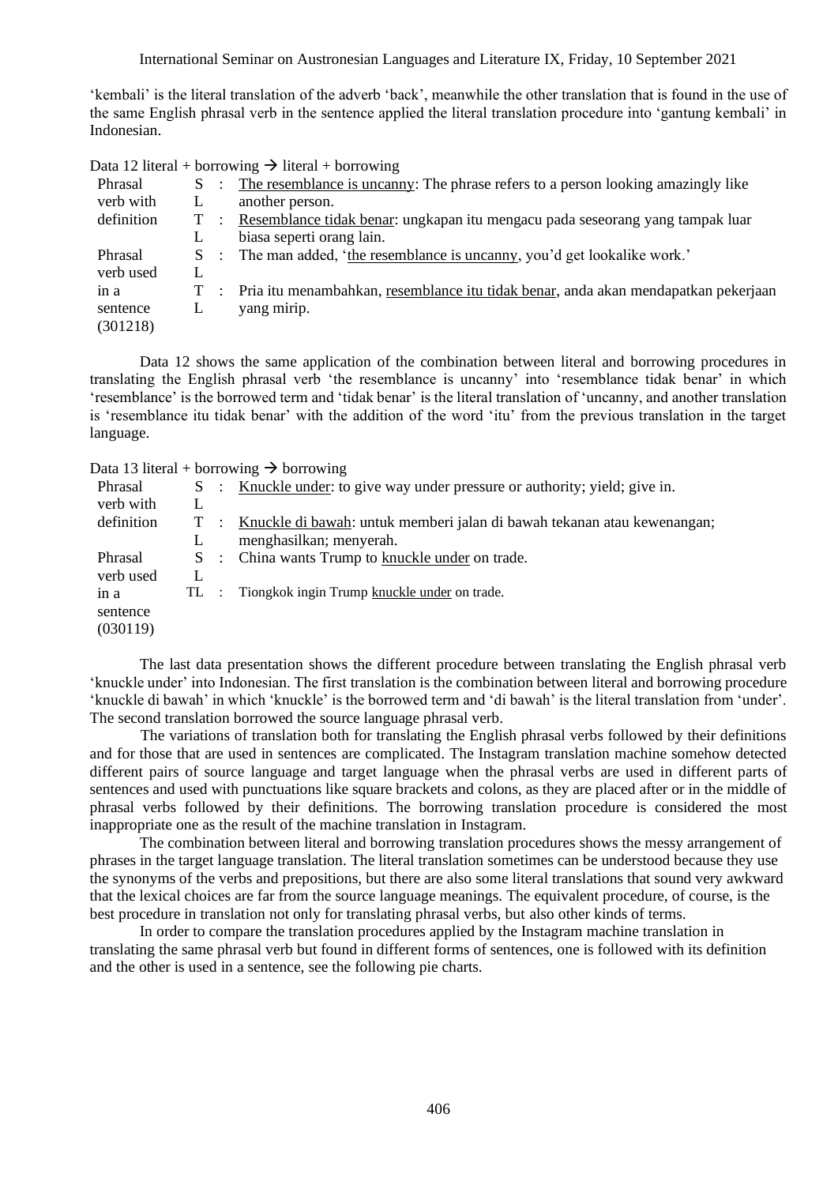'kembali' is the literal translation of the adverb 'back', meanwhile the other translation that is found in the use of the same English phrasal verb in the sentence applied the literal translation procedure into 'gantung kembali' in Indonesian.

Data 12 literal + borrowing → literal + borrowing

| | | | |
|---|---|---|---|
| Phrasal verb with definition | SL | : | The resemblance is uncanny: The phrase refers to a person looking amazingly like another person. |
| | TL | : | Resemblance tidak benar: ungkapan itu mengacu pada seseorang yang tampak luar biasa seperti orang lain. |
| Phrasal verb used in a sentence (301218) | SL | : | The man added, 'the resemblance is uncanny, you'd get lookalike work.' |
| | TL | : | Pria itu menambahkan, resemblance itu tidak benar, anda akan mendapatkan pekerjaan yang mirip. |

Data 12 shows the same application of the combination between literal and borrowing procedures in translating the English phrasal verb 'the resemblance is uncanny' into 'resemblance tidak benar' in which 'resemblance' is the borrowed term and 'tidak benar' is the literal translation of 'uncanny, and another translation is 'resemblance itu tidak benar' with the addition of the word 'itu' from the previous translation in the target language.

Data 13 literal + borrowing → borrowing

| | | | |
|---|---|---|---|
| Phrasal verb with definition | SL | : | Knuckle under: to give way under pressure or authority; yield; give in. |
| | TL | : | Knuckle di bawah: untuk memberi jalan di bawah tekanan atau kewenangan; menghasilkan; menyerah. |
| Phrasal verb used in a sentence (030119) | SL | : | China wants Trump to knuckle under on trade. |
| | TL | : | Tiongkok ingin Trump knuckle under on trade. |

The last data presentation shows the different procedure between translating the English phrasal verb 'knuckle under' into Indonesian. The first translation is the combination between literal and borrowing procedure 'knuckle di bawah' in which 'knuckle' is the borrowed term and 'di bawah' is the literal translation from 'under'. The second translation borrowed the source language phrasal verb.

The variations of translation both for translating the English phrasal verbs followed by their definitions and for those that are used in sentences are complicated. The Instagram translation machine somehow detected different pairs of source language and target language when the phrasal verbs are used in different parts of sentences and used with punctuations like square brackets and colons, as they are placed after or in the middle of phrasal verbs followed by their definitions. The borrowing translation procedure is considered the most inappropriate one as the result of the machine translation in Instagram.

The combination between literal and borrowing translation procedures shows the messy arrangement of phrases in the target language translation. The literal translation sometimes can be understood because they use the synonyms of the verbs and prepositions, but there are also some literal translations that sound very awkward that the lexical choices are far from the source language meanings. The equivalent procedure, of course, is the best procedure in translation not only for translating phrasal verbs, but also other kinds of terms.

In order to compare the translation procedures applied by the Instagram machine translation in translating the same phrasal verb but found in different forms of sentences, one is followed with its definition and the other is used in a sentence, see the following pie charts.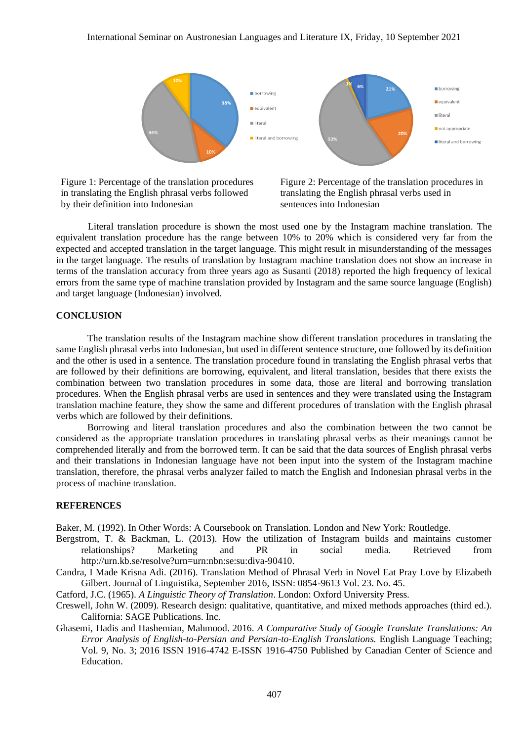Figure 1: Percentage of the translation procedures in translating the English phrasal verbs followed by their definition into Indonesian

Figure 2: Percentage of the translation procedures in translating the English phrasal verbs used in sentences into Indonesian

Literal translation procedure is shown the most used one by the Instagram machine translation. The equivalent translation procedure has the range between 10% to 20% which is considered very far from the expected and accepted translation in the target language. This might result in misunderstanding of the messages in the target language. The results of translation by Instagram machine translation does not show an increase in terms of the translation accuracy from three years ago as Susanti (2018) reported the high frequency of lexical errors from the same type of machine translation provided by Instagram and the same source language (English) and target language (Indonesian) involved.

## CONCLUSION

The translation results of the Instagram machine show different translation procedures in translating the same English phrasal verbs into Indonesian, but used in different sentence structure, one followed by its definition and the other is used in a sentence. The translation procedure found in translating the English phrasal verbs that are followed by their definitions are borrowing, equivalent, and literal translation, besides that there exists the combination between two translation procedures in some data, those are literal and borrowing translation procedures. When the English phrasal verbs are used in sentences and they were translated using the Instagram translation machine feature, they show the same and different procedures of translation with the English phrasal verbs which are followed by their definitions.

Borrowing and literal translation procedures and also the combination between the two cannot be considered as the appropriate translation procedures in translating phrasal verbs as their meanings cannot be comprehended literally and from the borrowed term. It can be said that the data sources of English phrasal verbs and their translations in Indonesian language have not been input into the system of the Instagram machine translation, therefore, the phrasal verbs analyzer failed to match the English and Indonesian phrasal verbs in the process of machine translation.

## REFERENCES

Baker, M. (1992). In Other Words: A Coursebook on Translation. London and New York: Routledge.

Bergstrom, T. & Backman, L. (2013). How the utilization of Instagram builds and maintains customer relationships? Marketing and PR in social media. Retrieved from http://urn.kb.se/resolve?urn=urn:nbn:se:su:diva-90410.

Candra, I Made Krisna Adi. (2016). Translation Method of Phrasal Verb in Novel Eat Pray Love by Elizabeth Gilbert. Journal of Linguistika, September 2016, ISSN: 0854-9613 Vol. 23. No. 45.

Catford, J.C. (1965). *A Linguistic Theory of Translation*. London: Oxford University Press.

Creswell, John W. (2009). Research design: qualitative, quantitative, and mixed methods approaches (third ed.). California: SAGE Publications. Inc.

Ghasemi, Hadis and Hashemian, Mahmood. 2016. *A Comparative Study of Google Translate Translations: An Error Analysis of English-to-Persian and Persian-to-English Translations.* English Language Teaching; Vol. 9, No. 3; 2016 ISSN 1916-4742 E-ISSN 1916-4750 Published by Canadian Center of Science and Education.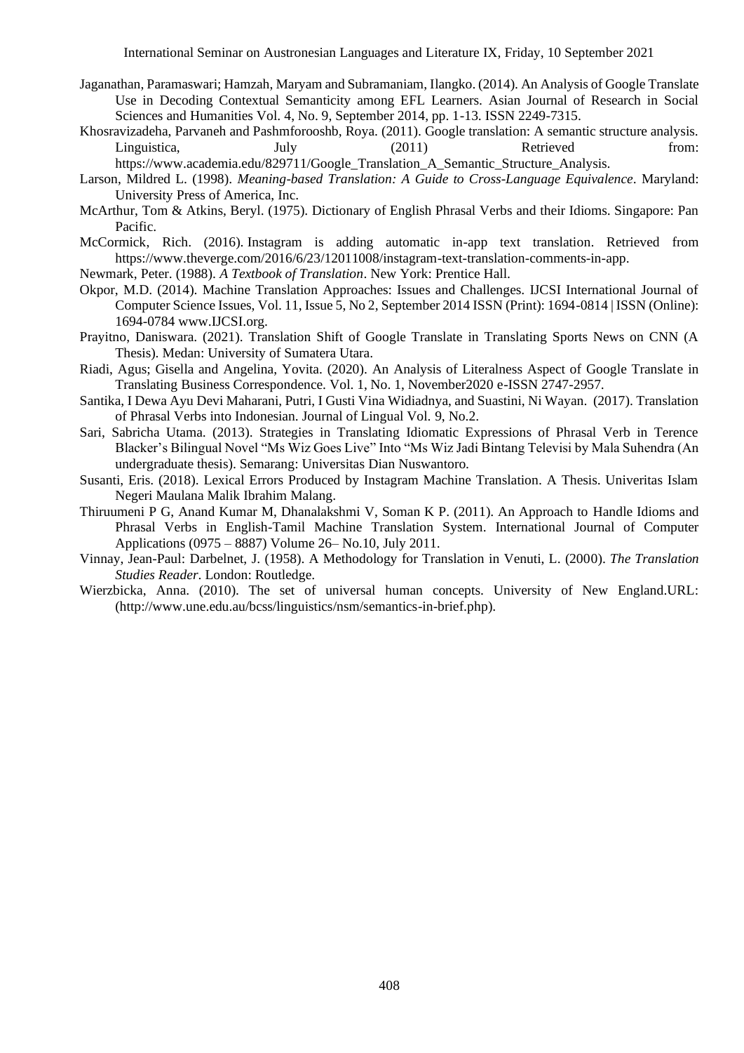Jaganathan, Paramaswari; Hamzah, Maryam and Subramaniam, Ilangko. (2014). An Analysis of Google Translate Use in Decoding Contextual Semanticity among EFL Learners. Asian Journal of Research in Social Sciences and Humanities Vol. 4, No. 9, September 2014, pp. 1-13. ISSN 2249-7315.

Khosravizadeha, Parvaneh and Pashmforooshb, Roya. (2011). Google translation: A semantic structure analysis. Linguistica, July (2011) Retrieved from: https://www.academia.edu/829711/Google_Translation_A_Semantic_Structure_Analysis.

Larson, Mildred L. (1998). *Meaning-based Translation: A Guide to Cross-Language Equivalence*. Maryland: University Press of America, Inc.

McArthur, Tom & Atkins, Beryl. (1975). Dictionary of English Phrasal Verbs and their Idioms. Singapore: Pan Pacific.

McCormick, Rich. (2016). Instagram is adding automatic in-app text translation. Retrieved from https://www.theverge.com/2016/6/23/12011008/instagram-text-translation-comments-in-app.

Newmark, Peter. (1988). *A Textbook of Translation*. New York: Prentice Hall.

Okpor, M.D. (2014). Machine Translation Approaches: Issues and Challenges. IJCSI International Journal of Computer Science Issues, Vol. 11, Issue 5, No 2, September 2014 ISSN (Print): 1694-0814 | ISSN (Online): 1694-0784 www.IJCSI.org.

Prayitno, Daniswara. (2021). Translation Shift of Google Translate in Translating Sports News on CNN (A Thesis). Medan: University of Sumatera Utara.

Riadi, Agus; Gisella and Angelina, Yovita. (2020). An Analysis of Literalness Aspect of Google Translate in Translating Business Correspondence. Vol. 1, No. 1, November2020 e-ISSN 2747-2957.

Santika, I Dewa Ayu Devi Maharani, Putri, I Gusti Vina Widiadnya, and Suastini, Ni Wayan. (2017). Translation of Phrasal Verbs into Indonesian. Journal of Lingual Vol. 9, No.2.

Sari, Sabricha Utama. (2013). Strategies in Translating Idiomatic Expressions of Phrasal Verb in Terence Blacker's Bilingual Novel "Ms Wiz Goes Live" Into "Ms Wiz Jadi Bintang Televisi by Mala Suhendra (An undergraduate thesis). Semarang: Universitas Dian Nuswantoro.

Susanti, Eris. (2018). Lexical Errors Produced by Instagram Machine Translation. A Thesis. Univeritas Islam Negeri Maulana Malik Ibrahim Malang.

Thiruumeni P G, Anand Kumar M, Dhanalakshmi V, Soman K P. (2011). An Approach to Handle Idioms and Phrasal Verbs in English-Tamil Machine Translation System. International Journal of Computer Applications (0975 – 8887) Volume 26– No.10, July 2011.

Vinnay, Jean-Paul: Darbelnet, J. (1958). A Methodology for Translation in Venuti, L. (2000). *The Translation Studies Reader*. London: Routledge.

Wierzbicka, Anna. (2010). The set of universal human concepts. University of New England.URL: (http://www.une.edu.au/bcss/linguistics/nsm/semantics-in-brief.php).